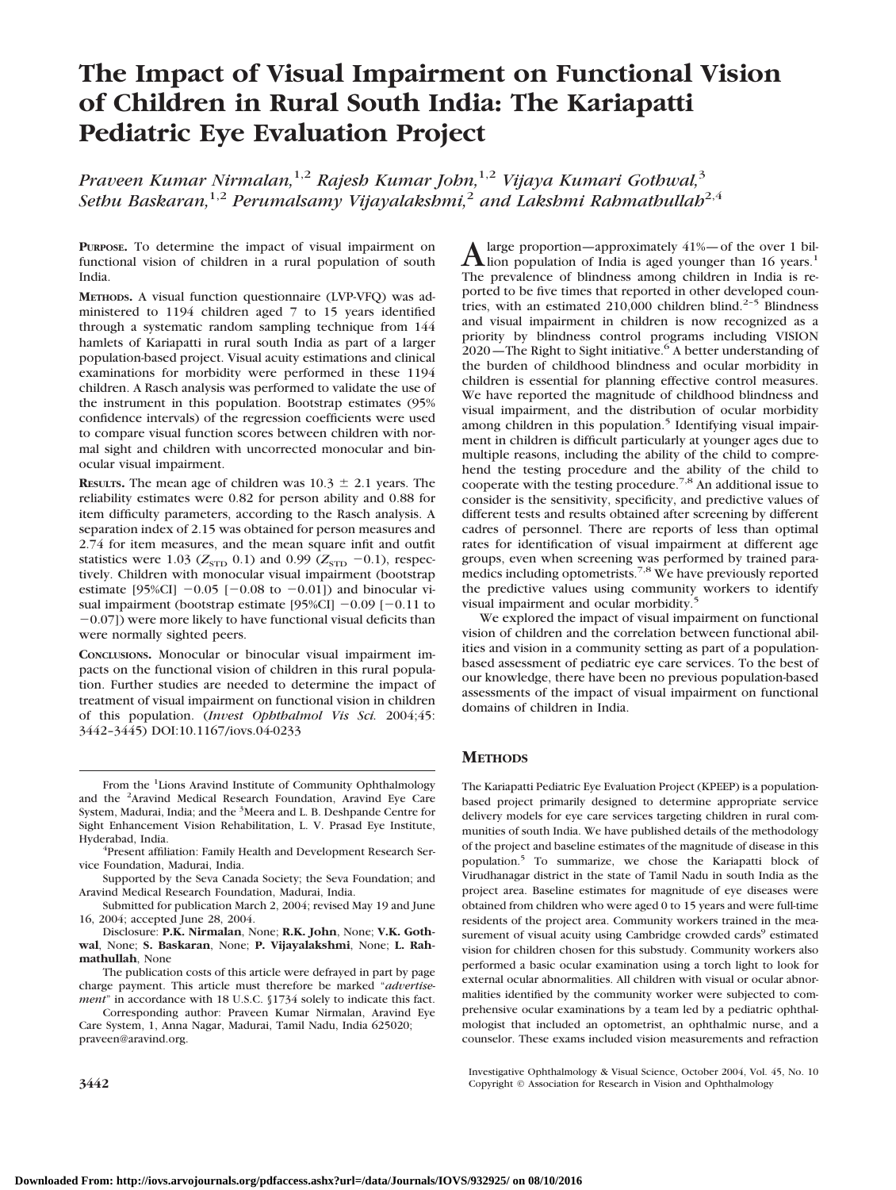# The Impact of Visual Impairment on Functional Vision of Children in Rural South India: The Kariapatti Pediatric Eye Evaluation Project

*Praveen Kumar Nirmalan,[1,2] Rajesh Kumar John,[1,2] Vijaya Kumari Gothwal,[3] Sethu Baskaran,[1,2] Perumalsamy Vijayalakshmi,[2] and Lakshmi Rahmathullah[2,4]*

**Purpose.** To determine the impact of visual impairment on functional vision of children in a rural population of south India.

**Methods.** A visual function questionnaire (LVP-VFQ) was administered to 1194 children aged 7 to 15 years identified through a systematic random sampling technique from 144 hamlets of Kariapatti in rural south India as part of a larger population-based project. Visual acuity estimations and clinical examinations for morbidity were performed in these 1194 children. A Rasch analysis was performed to validate the use of the instrument in this population. Bootstrap estimates (95% confidence intervals) of the regression coefficients were used to compare visual function scores between children with normal sight and children with uncorrected monocular and binocular visual impairment.

**Results.** The mean age of children was 10.3 ± 2.1 years. The reliability estimates were 0.82 for person ability and 0.88 for item difficulty parameters, according to the Rasch analysis. A separation index of 2.15 was obtained for person measures and 2.74 for item measures, and the mean square infit and outfit statistics were 1.03 ($Z_{STD}$ 0.1) and 0.99 ($Z_{STD}$ −0.1), respectively. Children with monocular visual impairment (bootstrap estimate [95%CI] −0.05 [−0.08 to −0.01]) and binocular visual impairment (bootstrap estimate [95%CI] −0.09 [−0.11 to −0.07]) were more likely to have functional visual deficits than were normally sighted peers.

**Conclusions.** Monocular or binocular visual impairment impacts on the functional vision of children in this rural population. Further studies are needed to determine the impact of treatment of visual impairment on functional vision in children of this population. (*Invest Ophthalmol Vis Sci.* 2004;45:3442–3445) DOI:10.1167/iovs.04-0233

A large proportion—approximately 41%—of the over 1 billion population of India is aged younger than 16 years.[1] The prevalence of blindness among children in India is reported to be five times that reported in other developed countries, with an estimated 210,000 children blind.[2–5] Blindness and visual impairment in children is now recognized as a priority by blindness control programs including VISION 2020—The Right to Sight initiative.[6] A better understanding of the burden of childhood blindness and ocular morbidity in children is essential for planning effective control measures. We have reported the magnitude of childhood blindness and visual impairment, and the distribution of ocular morbidity among children in this population.[5] Identifying visual impairment in children is difficult particularly at younger ages due to multiple reasons, including the ability of the child to comprehend the testing procedure and the ability of the child to cooperate with the testing procedure.[7,8] An additional issue to consider is the sensitivity, specificity, and predictive values of different tests and results obtained after screening by different cadres of personnel. There are reports of less than optimal rates for identification of visual impairment at different age groups, even when screening was performed by trained paramedics including optometrists.[7,8] We have previously reported the predictive values using community workers to identify visual impairment and ocular morbidity.[5]

We explored the impact of visual impairment on functional vision of children and the correlation between functional abilities and vision in a community setting as part of a population-based assessment of pediatric eye care services. To the best of our knowledge, there have been no previous population-based assessments of the impact of visual impairment on functional domains of children in India.

## Methods

The Kariapatti Pediatric Eye Evaluation Project (KPEEP) is a population-based project primarily designed to determine appropriate service delivery models for eye care services targeting children in rural communities of south India. We have published details of the methodology of the project and baseline estimates of the magnitude of disease in this population.[5] To summarize, we chose the Kariapatti block of Virudhanagar district in the state of Tamil Nadu in south India as the project area. Baseline estimates for magnitude of eye diseases were obtained from children who were aged 0 to 15 years and were full-time residents of the project area. Community workers trained in the measurement of visual acuity using Cambridge crowded cards[9] estimated vision for children chosen for this substudy. Community workers also performed a basic ocular examination using a torch light to look for external ocular abnormalities. All children with visual or ocular abnormalities identified by the community worker were subjected to comprehensive ocular examinations by a team led by a pediatric ophthalmologist that included an optometrist, an ophthalmic nurse, and a counselor. These exams included vision measurements and refraction

From the [1]Lions Aravind Institute of Community Ophthalmology and the [2]Aravind Medical Research Foundation, Aravind Eye Care System, Madurai, India; and the [3]Meera and L. B. Deshpande Centre for Sight Enhancement Vision Rehabilitation, L. V. Prasad Eye Institute, Hyderabad, India.

[4]Present affiliation: Family Health and Development Research Service Foundation, Madurai, India.

Supported by the Seva Canada Society; the Seva Foundation; and Aravind Medical Research Foundation, Madurai, India.

Submitted for publication March 2, 2004; revised May 19 and June 16, 2004; accepted June 28, 2004.

Disclosure: **P.K. Nirmalan**, None; **R.K. John**, None; **V.K. Gothwal**, None; **S. Baskaran**, None; **P. Vijayalakshmi**, None; **L. Rahmathullah**, None

The publication costs of this article were defrayed in part by page charge payment. This article must therefore be marked "*advertisement*" in accordance with 18 U.S.C. §1734 solely to indicate this fact.

Corresponding author: Praveen Kumar Nirmalan, Aravind Eye Care System, 1, Anna Nagar, Madurai, Tamil Nadu, India 625020; praveen@aravind.org.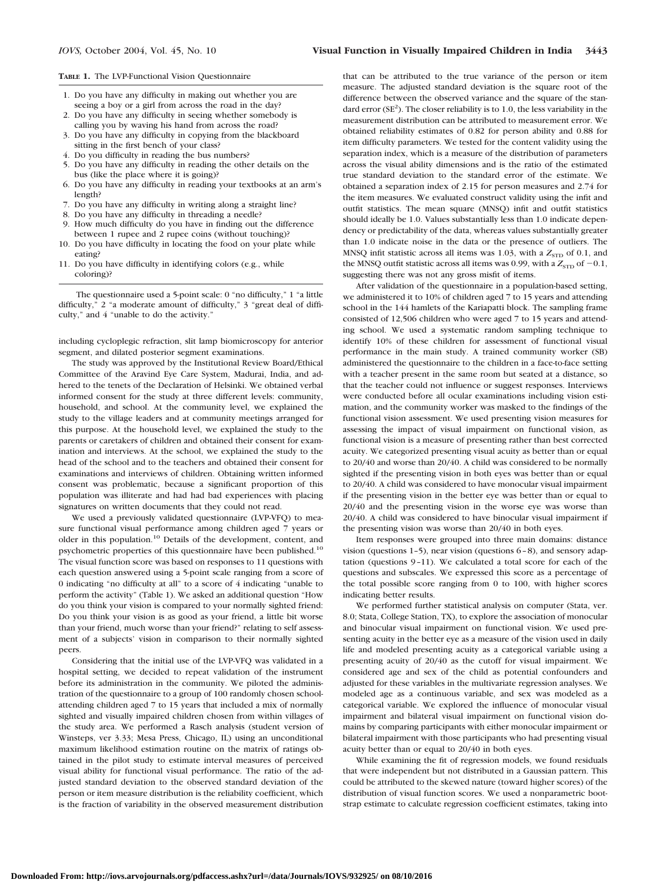**TABLE 1.** The LVP-Functional Vision Questionnaire

1. Do you have any difficulty in making out whether you are seeing a boy or a girl from across the road in the day?
2. Do you have any difficulty in seeing whether somebody is calling you by waving his hand from across the road?
3. Do you have any difficulty in copying from the blackboard sitting in the first bench of your class?
4. Do you difficulty in reading the bus numbers?
5. Do you have any difficulty in reading the other details on the bus (like the place where it is going)?
6. Do you have any difficulty in reading your textbooks at an arm's length?
7. Do you have any difficulty in writing along a straight line?
8. Do you have any difficulty in threading a needle?
9. How much difficulty do you have in finding out the difference between 1 rupee and 2 rupee coins (without touching)?
10. Do you have difficulty in locating the food on your plate while eating?
11. Do you have difficulty in identifying colors (e.g., while coloring)?

The questionnaire used a 5-point scale: 0 "no difficulty," 1 "a little difficulty," 2 "a moderate amount of difficulty," 3 "great deal of difficulty," and 4 "unable to do the activity."

including cycloplegic refraction, slit lamp biomicroscopy for anterior segment, and dilated posterior segment examinations.

The study was approved by the Institutional Review Board/Ethical Committee of the Aravind Eye Care System, Madurai, India, and adhered to the tenets of the Declaration of Helsinki. We obtained verbal informed consent for the study at three different levels: community, household, and school. At the community level, we explained the study to the village leaders and at community meetings arranged for this purpose. At the household level, we explained the study to the parents or caretakers of children and obtained their consent for examination and interviews. At the school, we explained the study to the head of the school and to the teachers and obtained their consent for examinations and interviews of children. Obtaining written informed consent was problematic, because a significant proportion of this population was illiterate and had had bad experiences with placing signatures on written documents that they could not read.

We used a previously validated questionnaire (LVP-VFQ) to measure functional visual performance among children aged 7 years or older in this population.[10] Details of the development, content, and psychometric properties of this questionnaire have been published.[10] The visual function score was based on responses to 11 questions with each question answered using a 5-point scale ranging from a score of 0 indicating "no difficulty at all" to a score of 4 indicating "unable to perform the activity" (Table 1). We asked an additional question "How do you think your vision is compared to your normally sighted friend: Do you think your vision is as good as your friend, a little bit worse than your friend, much worse than your friend?" relating to self assessment of a subjects' vision in comparison to their normally sighted peers.

Considering that the initial use of the LVP-VFQ was validated in a hospital setting, we decided to repeat validation of the instrument before its administration in the community. We piloted the administration of the questionnaire to a group of 100 randomly chosen school-attending children aged 7 to 15 years that included a mix of normally sighted and visually impaired children chosen from within villages of the study area. We performed a Rasch analysis (student version of Winsteps, ver 3.33; Mesa Press, Chicago, IL) using an unconditional maximum likelihood estimation routine on the matrix of ratings obtained in the pilot study to estimate interval measures of perceived visual ability for functional visual performance. The ratio of the adjusted standard deviation to the observed standard deviation of the person or item measure distribution is the reliability coefficient, which is the fraction of variability in the observed measurement distribution that can be attributed to the true variance of the person or item measure. The adjusted standard deviation is the square root of the difference between the observed variance and the square of the standard error ($SE^2$). The closer reliability is to 1.0, the less variability in the measurement distribution can be attributed to measurement error. We obtained reliability estimates of 0.82 for person ability and 0.88 for item difficulty parameters. We tested for the content validity using the separation index, which is a measure of the distribution of parameters across the visual ability dimensions and is the ratio of the estimated true standard deviation to the standard error of the estimate. We obtained a separation index of 2.15 for person measures and 2.74 for the item measures. We evaluated construct validity using the infit and outfit statistics. The mean square (MNSQ) infit and outfit statistics should ideally be 1.0. Values substantially less than 1.0 indicate dependency or predictability of the data, whereas values substantially greater than 1.0 indicate noise in the data or the presence of outliers. The MNSQ infit statistic across all items was 1.03, with a $Z_{STD}$ of 0.1, and the MNSQ outfit statistic across all items was 0.99, with a $Z_{STD}$ of $-0.1$, suggesting there was not any gross misfit of items.

After validation of the questionnaire in a population-based setting, we administered it to 10% of children aged 7 to 15 years and attending school in the 144 hamlets of the Kariapatti block. The sampling frame consisted of 12,506 children who were aged 7 to 15 years and attending school. We used a systematic random sampling technique to identify 10% of these children for assessment of functional visual performance in the main study. A trained community worker (SB) administered the questionnaire to the children in a face-to-face setting with a teacher present in the same room but seated at a distance, so that the teacher could not influence or suggest responses. Interviews were conducted before all ocular examinations including vision estimation, and the community worker was masked to the findings of the functional vision assessment. We used presenting vision measures for assessing the impact of visual impairment on functional vision, as functional vision is a measure of presenting rather than best corrected acuity. We categorized presenting visual acuity as better than or equal to 20/40 and worse than 20/40. A child was considered to be normally sighted if the presenting vision in both eyes was better than or equal to 20/40. A child was considered to have monocular visual impairment if the presenting vision in the better eye was better than or equal to 20/40 and the presenting vision in the worse eye was worse than 20/40. A child was considered to have binocular visual impairment if the presenting vision was worse than 20/40 in both eyes.

Item responses were grouped into three main domains: distance vision (questions 1–5), near vision (questions 6–8), and sensory adaptation (questions 9–11). We calculated a total score for each of the questions and subscales. We expressed this score as a percentage of the total possible score ranging from 0 to 100, with higher scores indicating better results.

We performed further statistical analysis on computer (Stata, ver. 8.0; Stata, College Station, TX), to explore the association of monocular and binocular visual impairment on functional vision. We used presenting acuity in the better eye as a measure of the vision used in daily life and modeled presenting acuity as a categorical variable using a presenting acuity of 20/40 as the cutoff for visual impairment. We considered age and sex of the child as potential confounders and adjusted for these variables in the multivariate regression analyses. We modeled age as a continuous variable, and sex was modeled as a categorical variable. We explored the influence of monocular visual impairment and bilateral visual impairment on functional vision domains by comparing participants with either monocular impairment or bilateral impairment with those participants who had presenting visual acuity better than or equal to 20/40 in both eyes.

While examining the fit of regression models, we found residuals that were independent but not distributed in a Gaussian pattern. This could be attributed to the skewed nature (toward higher scores) of the distribution of visual function scores. We used a nonparametric bootstrap estimate to calculate regression coefficient estimates, taking into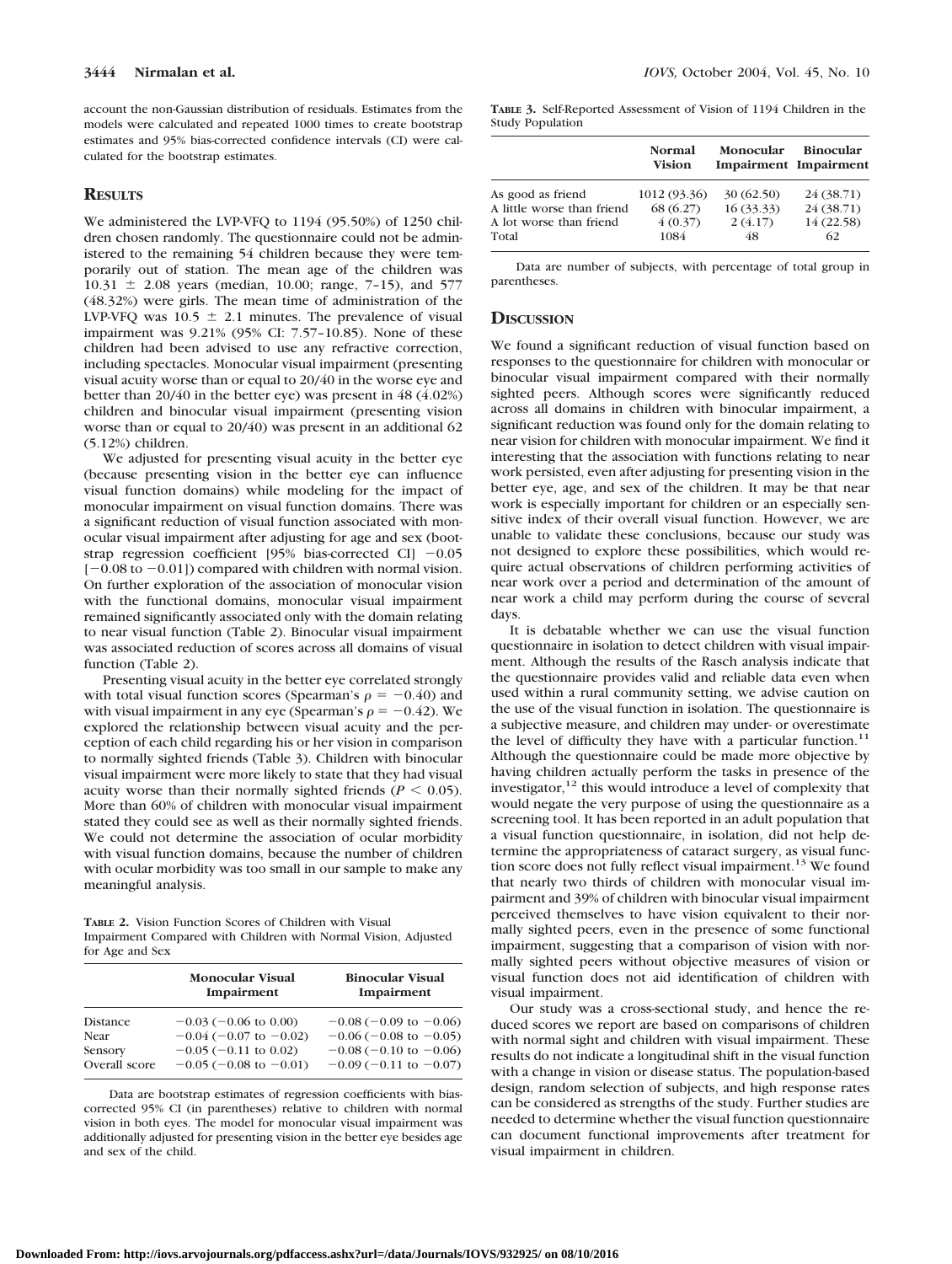account the non-Gaussian distribution of residuals. Estimates from the models were calculated and repeated 1000 times to create bootstrap estimates and 95% bias-corrected confidence intervals (CI) were calculated for the bootstrap estimates.

## Results

We administered the LVP-VFQ to 1194 (95.50%) of 1250 children chosen randomly. The questionnaire could not be administered to the remaining 54 children because they were temporarily out of station. The mean age of the children was 10.31 ± 2.08 years (median, 10.00; range, 7–15), and 577 (48.32%) were girls. The mean time of administration of the LVP-VFQ was 10.5 ± 2.1 minutes. The prevalence of visual impairment was 9.21% (95% CI: 7.57–10.85). None of these children had been advised to use any refractive correction, including spectacles. Monocular visual impairment (presenting visual acuity worse than or equal to 20/40 in the worse eye and better than 20/40 in the better eye) was present in 48 (4.02%) children and binocular visual impairment (presenting vision worse than or equal to 20/40) was present in an additional 62 (5.12%) children.

We adjusted for presenting visual acuity in the better eye (because presenting vision in the better eye can influence visual function domains) while modeling for the impact of monocular impairment on visual function domains. There was a significant reduction of visual function associated with monocular visual impairment after adjusting for age and sex (bootstrap regression coefficient [95% bias-corrected CI] −0.05 [−0.08 to −0.01]) compared with children with normal vision. On further exploration of the association of monocular vision with the functional domains, monocular visual impairment remained significantly associated only with the domain relating to near visual function (Table 2). Binocular visual impairment was associated reduction of scores across all domains of visual function (Table 2).

Presenting visual acuity in the better eye correlated strongly with total visual function scores (Spearman's $\rho = -0.40$) and with visual impairment in any eye (Spearman's $\rho = -0.42$). We explored the relationship between visual acuity and the perception of each child regarding his or her vision in comparison to normally sighted friends (Table 3). Children with binocular visual impairment were more likely to state that they had visual acuity worse than their normally sighted friends ($P < 0.05$). More than 60% of children with monocular visual impairment stated they could see as well as their normally sighted friends. We could not determine the association of ocular morbidity with visual function domains, because the number of children with ocular morbidity was too small in our sample to make any meaningful analysis.

**Table 2.** Vision Function Scores of Children with Visual Impairment Compared with Children with Normal Vision, Adjusted for Age and Sex

| | Monocular Visual Impairment | Binocular Visual Impairment |
|---|---|---|
| Distance | −0.03 (−0.06 to 0.00) | −0.08 (−0.09 to −0.06) |
| Near | −0.04 (−0.07 to −0.02) | −0.06 (−0.08 to −0.05) |
| Sensory | −0.05 (−0.11 to 0.02) | −0.08 (−0.10 to −0.06) |
| Overall score | −0.05 (−0.08 to −0.01) | −0.09 (−0.11 to −0.07) |

Data are bootstrap estimates of regression coefficients with bias-corrected 95% CI (in parentheses) relative to children with normal vision in both eyes. The model for monocular visual impairment was additionally adjusted for presenting vision in the better eye besides age and sex of the child.

**Table 3.** Self-Reported Assessment of Vision of 1194 Children in the Study Population

| | Normal Vision | Monocular Impairment | Binocular Impairment |
|---|---|---|---|
| As good as friend | 1012 (93.36) | 30 (62.50) | 24 (38.71) |
| A little worse than friend | 68 (6.27) | 16 (33.33) | 24 (38.71) |
| A lot worse than friend | 4 (0.37) | 2 (4.17) | 14 (22.58) |
| Total | 1084 | 48 | 62 |

Data are number of subjects, with percentage of total group in parentheses.

## Discussion

We found a significant reduction of visual function based on responses to the questionnaire for children with monocular or binocular visual impairment compared with their normally sighted peers. Although scores were significantly reduced across all domains in children with binocular impairment, a significant reduction was found only for the domain relating to near vision for children with monocular impairment. We find it interesting that the association with functions relating to near work persisted, even after adjusting for presenting vision in the better eye, age, and sex of the children. It may be that near work is especially important for children or an especially sensitive index of their overall visual function. However, we are unable to validate these conclusions, because our study was not designed to explore these possibilities, which would require actual observations of children performing activities of near work over a period and determination of the amount of near work a child may perform during the course of several days.

It is debatable whether we can use the visual function questionnaire in isolation to detect children with visual impairment. Although the results of the Rasch analysis indicate that the questionnaire provides valid and reliable data even when used within a rural community setting, we advise caution on the use of the visual function in isolation. The questionnaire is a subjective measure, and children may under- or overestimate the level of difficulty they have with a particular function.[11] Although the questionnaire could be made more objective by having children actually perform the tasks in presence of the investigator,[12] this would introduce a level of complexity that would negate the very purpose of using the questionnaire as a screening tool. It has been reported in an adult population that a visual function questionnaire, in isolation, did not help determine the appropriateness of cataract surgery, as visual function score does not fully reflect visual impairment.[13] We found that nearly two thirds of children with monocular visual impairment and 39% of children with binocular visual impairment perceived themselves to have vision equivalent to their normally sighted peers, even in the presence of some functional impairment, suggesting that a comparison of vision with normally sighted peers without objective measures of vision or visual function does not aid identification of children with visual impairment.

Our study was a cross-sectional study, and hence the reduced scores we report are based on comparisons of children with normal sight and children with visual impairment. These results do not indicate a longitudinal shift in the visual function with a change in vision or disease status. The population-based design, random selection of subjects, and high response rates can be considered as strengths of the study. Further studies are needed to determine whether the visual function questionnaire can document functional improvements after treatment for visual impairment in children.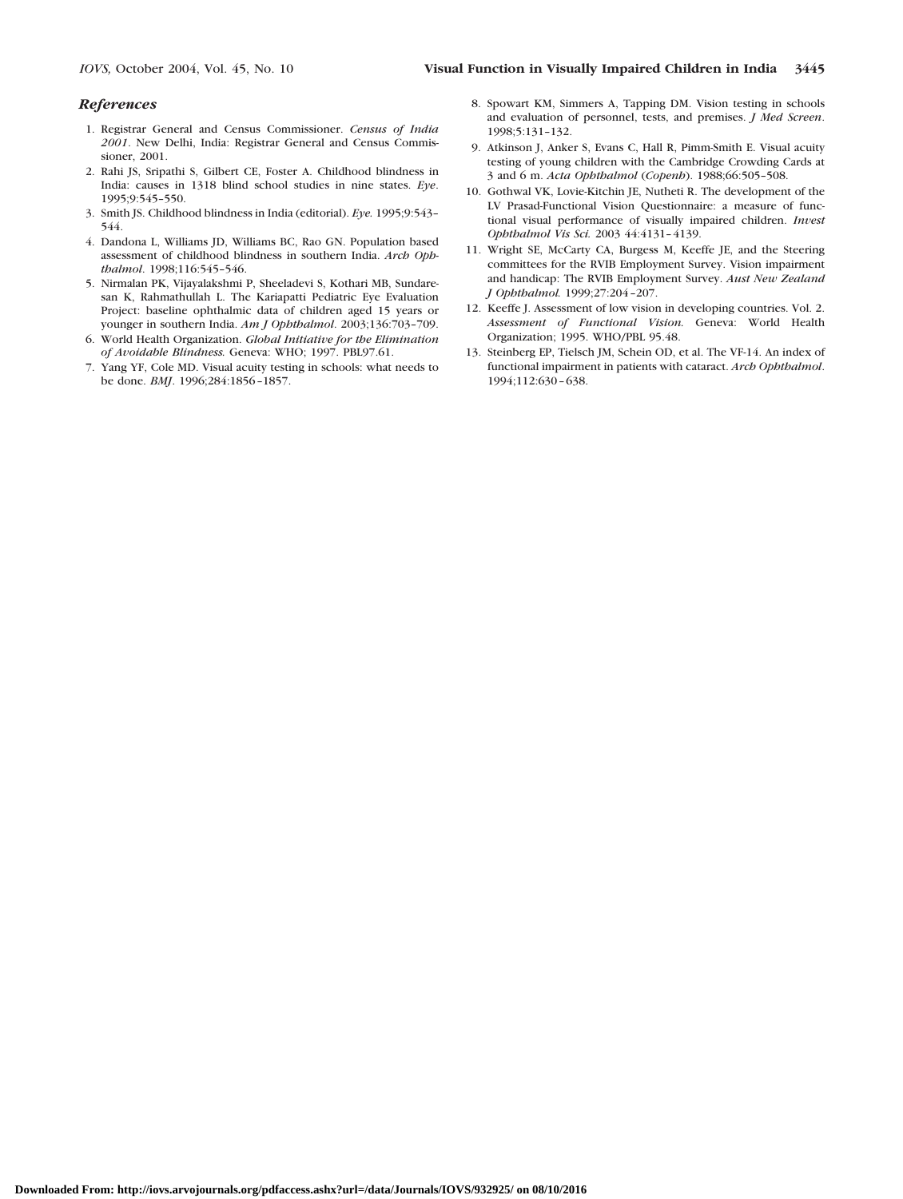### *References*

1. Registrar General and Census Commissioner. *Census of India 2001*. New Delhi, India: Registrar General and Census Commissioner, 2001.
2. Rahi JS, Sripathi S, Gilbert CE, Foster A. Childhood blindness in India: causes in 1318 blind school studies in nine states. *Eye*. 1995;9:545–550.
3. Smith JS. Childhood blindness in India (editorial). *Eye.* 1995;9:543–544.
4. Dandona L, Williams JD, Williams BC, Rao GN. Population based assessment of childhood blindness in southern India. *Arch Ophthalmol*. 1998;116:545–546.
5. Nirmalan PK, Vijayalakshmi P, Sheeladevi S, Kothari MB, Sundaresan K, Rahmathullah L. The Kariapatti Pediatric Eye Evaluation Project: baseline ophthalmic data of children aged 15 years or younger in southern India. *Am J Ophthalmol*. 2003;136:703–709.
6. World Health Organization. *Global Initiative for the Elimination of Avoidable Blindness.* Geneva: WHO; 1997. PBL97.61.
7. Yang YF, Cole MD. Visual acuity testing in schools: what needs to be done. *BMJ*. 1996;284:1856–1857.
8. Spowart KM, Simmers A, Tapping DM. Vision testing in schools and evaluation of personnel, tests, and premises. *J Med Screen*. 1998;5:131–132.
9. Atkinson J, Anker S, Evans C, Hall R, Pimm-Smith E. Visual acuity testing of young children with the Cambridge Crowding Cards at 3 and 6 m. *Acta Ophthalmol* (*Copenh*). 1988;66:505–508.
10. Gothwal VK, Lovie-Kitchin JE, Nutheti R. The development of the LV Prasad-Functional Vision Questionnaire: a measure of functional visual performance of visually impaired children. *Invest Ophthalmol Vis Sci.* 2003 44:4131–4139.
11. Wright SE, McCarty CA, Burgess M, Keeffe JE, and the Steering committees for the RVIB Employment Survey. Vision impairment and handicap: The RVIB Employment Survey. *Aust New Zealand J Ophthalmol.* 1999;27:204–207.
12. Keeffe J. Assessment of low vision in developing countries. Vol. 2. *Assessment of Functional Vision.* Geneva: World Health Organization; 1995. WHO/PBL 95.48.
13. Steinberg EP, Tielsch JM, Schein OD, et al. The VF-14. An index of functional impairment in patients with cataract. *Arch Ophthalmol*. 1994;112:630–638.